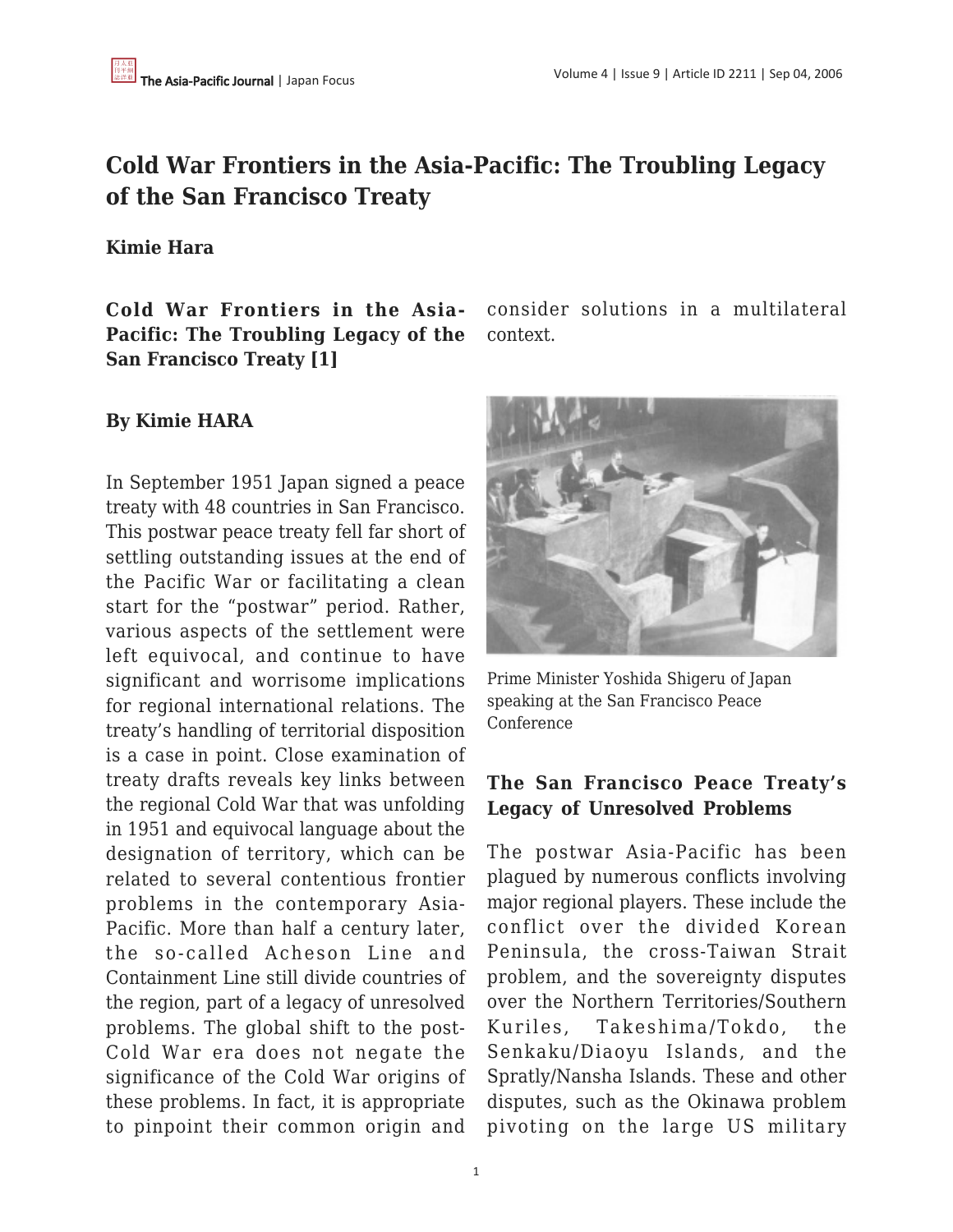# Cold War Frontiers in the Asia-Pacific: The Troubling Legacy of the San Francisco Treaty

**Kimie Hara**

**Cold War Frontiers in the Asia-Pacific: The Troubling Legacy of the San Francisco Treaty [1]**

**By Kimie HARA**

In September 1951 Japan signed a peace treaty with 48 countries in San Francisco. This postwar peace treaty fell far short of settling outstanding issues at the end of the Pacific War or facilitating a clean start for the "postwar" period. Rather, various aspects of the settlement were left equivocal, and continue to have significant and worrisome implications for regional international relations. The treaty's handling of territorial disposition is a case in point. Close examination of treaty drafts reveals key links between the regional Cold War that was unfolding in 1951 and equivocal language about the designation of territory, which can be related to several contentious frontier problems in the contemporary Asia-Pacific. More than half a century later, the so-called Acheson Line and Containment Line still divide countries of the region, part of a legacy of unresolved problems. The global shift to the post-Cold War era does not negate the significance of the Cold War origins of these problems. In fact, it is appropriate to pinpoint their common origin and consider solutions in a multilateral context.

Prime Minister Yoshida Shigeru of Japan speaking at the San Francisco Peace Conference

## The San Francisco Peace Treaty's Legacy of Unresolved Problems

The postwar Asia-Pacific has been plagued by numerous conflicts involving major regional players. These include the conflict over the divided Korean Peninsula, the cross-Taiwan Strait problem, and the sovereignty disputes over the Northern Territories/Southern Kuriles, Takeshima/Tokdo, the Senkaku/Diaoyu Islands, and the Spratly/Nansha Islands. These and other disputes, such as the Okinawa problem pivoting on the large US military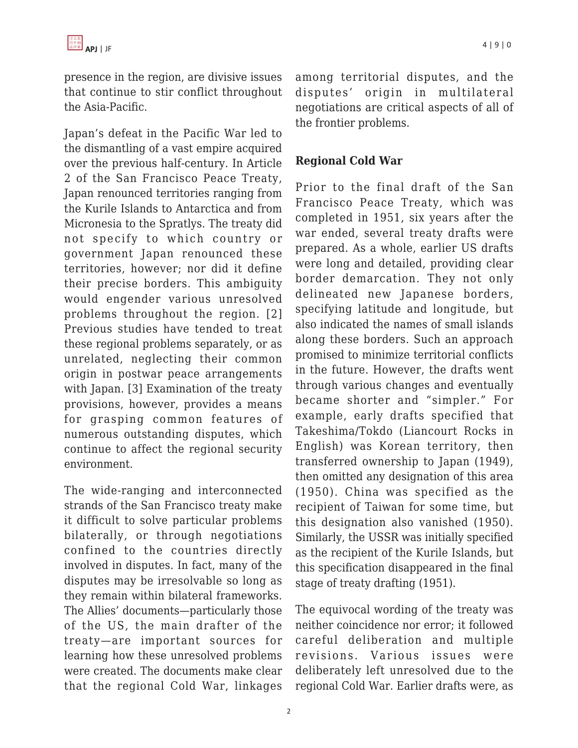presence in the region, are divisive issues that continue to stir conflict throughout the Asia-Pacific.

Japan's defeat in the Pacific War led to the dismantling of a vast empire acquired over the previous half-century. In Article 2 of the San Francisco Peace Treaty, Japan renounced territories ranging from the Kurile Islands to Antarctica and from Micronesia to the Spratlys. The treaty did not specify to which country or government Japan renounced these territories, however; nor did it define their precise borders. This ambiguity would engender various unresolved problems throughout the region. [2] Previous studies have tended to treat these regional problems separately, or as unrelated, neglecting their common origin in postwar peace arrangements with Japan. [3] Examination of the treaty provisions, however, provides a means for grasping common features of numerous outstanding disputes, which continue to affect the regional security environment.

The wide-ranging and interconnected strands of the San Francisco treaty make it difficult to solve particular problems bilaterally, or through negotiations confined to the countries directly involved in disputes. In fact, many of the disputes may be irresolvable so long as they remain within bilateral frameworks. The Allies' documents—particularly those of the US, the main drafter of the treaty—are important sources for learning how these unresolved problems were created. The documents make clear that the regional Cold War, linkages among territorial disputes, and the disputes' origin in multilateral negotiations are critical aspects of all of the frontier problems.

## Regional Cold War

Prior to the final draft of the San Francisco Peace Treaty, which was completed in 1951, six years after the war ended, several treaty drafts were prepared. As a whole, earlier US drafts were long and detailed, providing clear border demarcation. They not only delineated new Japanese borders, specifying latitude and longitude, but also indicated the names of small islands along these borders. Such an approach promised to minimize territorial conflicts in the future. However, the drafts went through various changes and eventually became shorter and "simpler." For example, early drafts specified that Takeshima/Tokdo (Liancourt Rocks in English) was Korean territory, then transferred ownership to Japan (1949), then omitted any designation of this area (1950). China was specified as the recipient of Taiwan for some time, but this designation also vanished (1950). Similarly, the USSR was initially specified as the recipient of the Kurile Islands, but this specification disappeared in the final stage of treaty drafting (1951).

The equivocal wording of the treaty was neither coincidence nor error; it followed careful deliberation and multiple revisions. Various issues were deliberately left unresolved due to the regional Cold War. Earlier drafts were, as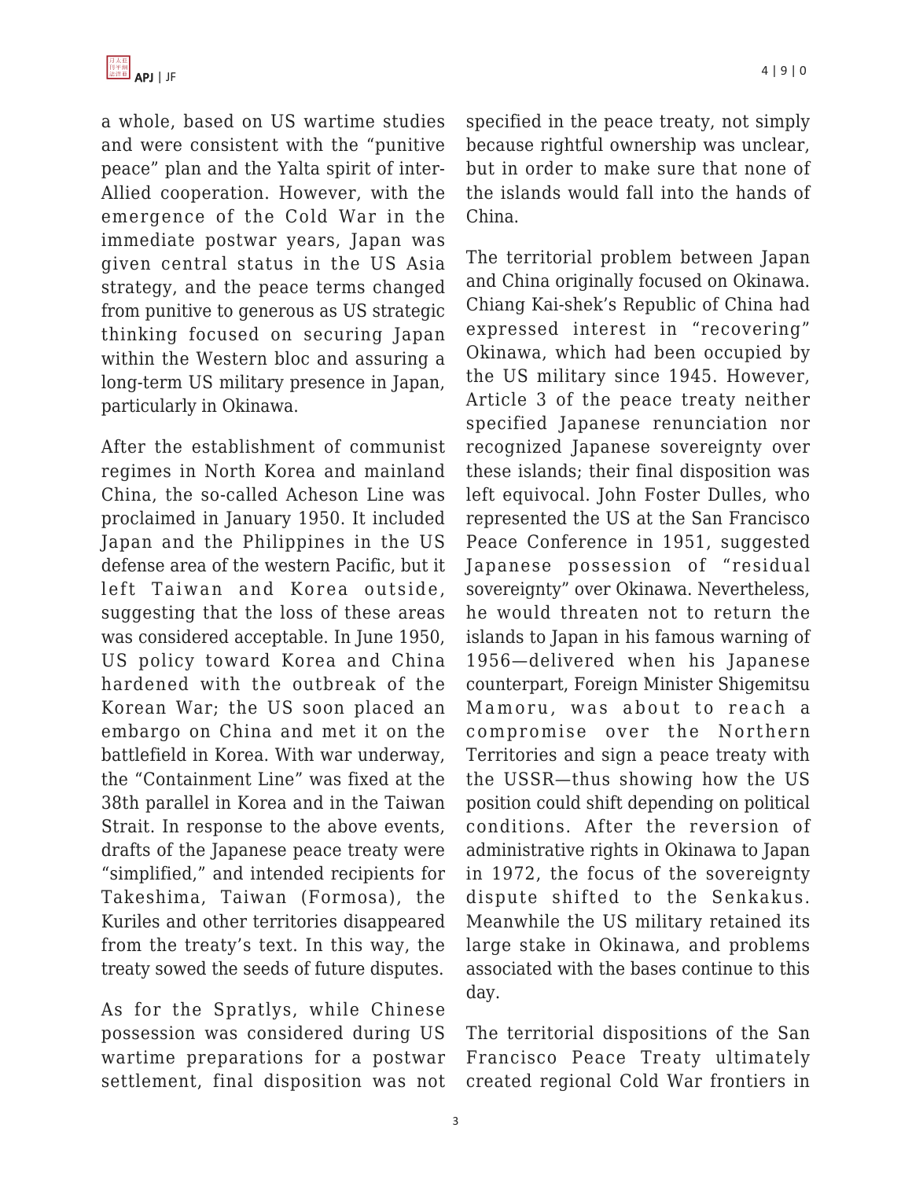a whole, based on US wartime studies and were consistent with the "punitive peace" plan and the Yalta spirit of inter-Allied cooperation. However, with the emergence of the Cold War in the immediate postwar years, Japan was given central status in the US Asia strategy, and the peace terms changed from punitive to generous as US strategic thinking focused on securing Japan within the Western bloc and assuring a long-term US military presence in Japan, particularly in Okinawa.

After the establishment of communist regimes in North Korea and mainland China, the so-called Acheson Line was proclaimed in January 1950. It included Japan and the Philippines in the US defense area of the western Pacific, but it left Taiwan and Korea outside, suggesting that the loss of these areas was considered acceptable. In June 1950, US policy toward Korea and China hardened with the outbreak of the Korean War; the US soon placed an embargo on China and met it on the battlefield in Korea. With war underway, the "Containment Line" was fixed at the 38th parallel in Korea and in the Taiwan Strait. In response to the above events, drafts of the Japanese peace treaty were "simplified," and intended recipients for Takeshima, Taiwan (Formosa), the Kuriles and other territories disappeared from the treaty's text. In this way, the treaty sowed the seeds of future disputes.

As for the Spratlys, while Chinese possession was considered during US wartime preparations for a postwar settlement, final disposition was not specified in the peace treaty, not simply because rightful ownership was unclear, but in order to make sure that none of the islands would fall into the hands of China.

The territorial problem between Japan and China originally focused on Okinawa. Chiang Kai-shek's Republic of China had expressed interest in "recovering" Okinawa, which had been occupied by the US military since 1945. However, Article 3 of the peace treaty neither specified Japanese renunciation nor recognized Japanese sovereignty over these islands; their final disposition was left equivocal. John Foster Dulles, who represented the US at the San Francisco Peace Conference in 1951, suggested Japanese possession of "residual sovereignty" over Okinawa. Nevertheless, he would threaten not to return the islands to Japan in his famous warning of 1956—delivered when his Japanese counterpart, Foreign Minister Shigemitsu Mamoru, was about to reach a compromise over the Northern Territories and sign a peace treaty with the USSR—thus showing how the US position could shift depending on political conditions. After the reversion of administrative rights in Okinawa to Japan in 1972, the focus of the sovereignty dispute shifted to the Senkakus. Meanwhile the US military retained its large stake in Okinawa, and problems associated with the bases continue to this day.

The territorial dispositions of the San Francisco Peace Treaty ultimately created regional Cold War frontiers in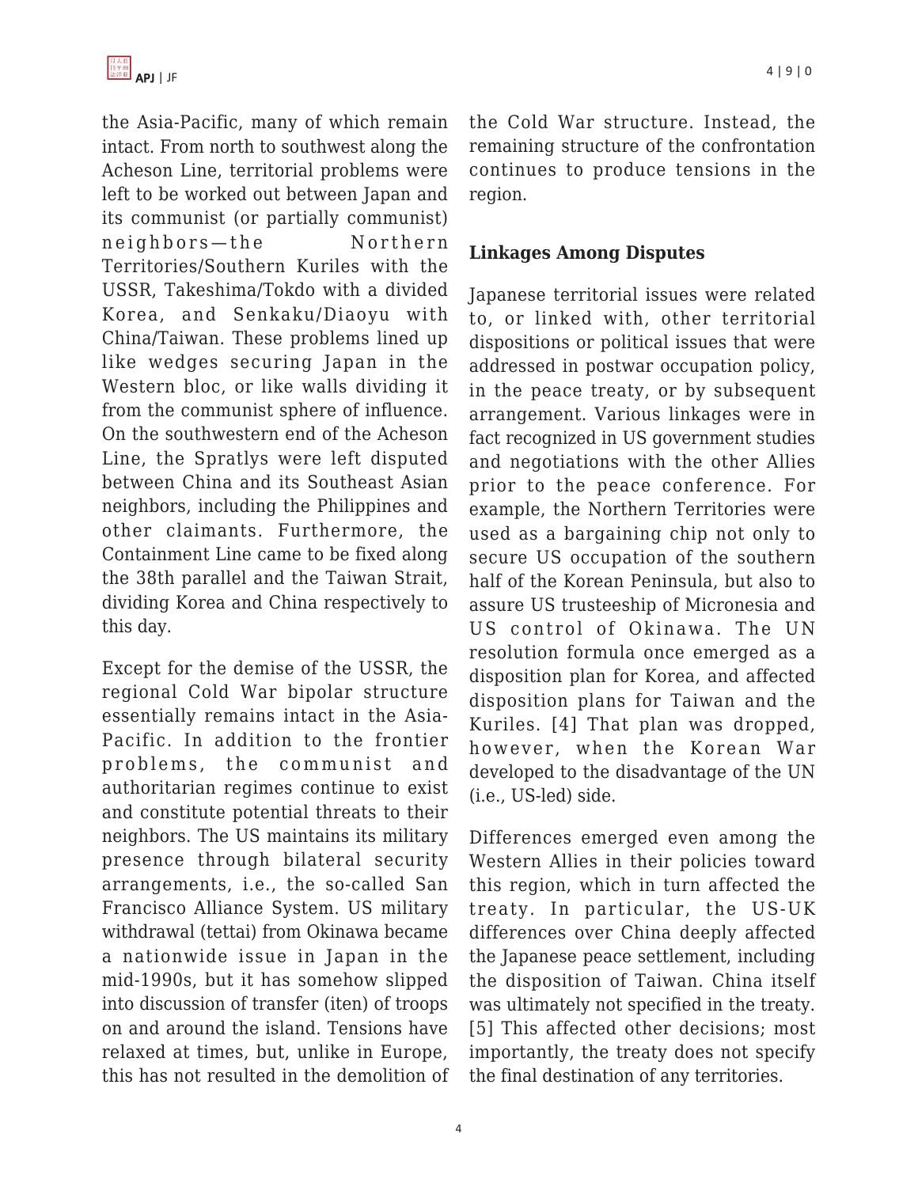the Asia-Pacific, many of which remain intact. From north to southwest along the Acheson Line, territorial problems were left to be worked out between Japan and its communist (or partially communist) neighbors—the Northern Territories/Southern Kuriles with the USSR, Takeshima/Tokdo with a divided Korea, and Senkaku/Diaoyu with China/Taiwan. These problems lined up like wedges securing Japan in the Western bloc, or like walls dividing it from the communist sphere of influence. On the southwestern end of the Acheson Line, the Spratlys were left disputed between China and its Southeast Asian neighbors, including the Philippines and other claimants. Furthermore, the Containment Line came to be fixed along the 38th parallel and the Taiwan Strait, dividing Korea and China respectively to this day.

Except for the demise of the USSR, the regional Cold War bipolar structure essentially remains intact in the Asia-Pacific. In addition to the frontier problems, the communist and authoritarian regimes continue to exist and constitute potential threats to their neighbors. The US maintains its military presence through bilateral security arrangements, i.e., the so-called San Francisco Alliance System. US military withdrawal (tettai) from Okinawa became a nationwide issue in Japan in the mid-1990s, but it has somehow slipped into discussion of transfer (iten) of troops on and around the island. Tensions have relaxed at times, but, unlike in Europe, this has not resulted in the demolition of the Cold War structure. Instead, the remaining structure of the confrontation continues to produce tensions in the region.

**Linkages Among Disputes**

Japanese territorial issues were related to, or linked with, other territorial dispositions or political issues that were addressed in postwar occupation policy, in the peace treaty, or by subsequent arrangement. Various linkages were in fact recognized in US government studies and negotiations with the other Allies prior to the peace conference. For example, the Northern Territories were used as a bargaining chip not only to secure US occupation of the southern half of the Korean Peninsula, but also to assure US trusteeship of Micronesia and US control of Okinawa. The UN resolution formula once emerged as a disposition plan for Korea, and affected disposition plans for Taiwan and the Kuriles. [4] That plan was dropped, however, when the Korean War developed to the disadvantage of the UN (i.e., US-led) side.

Differences emerged even among the Western Allies in their policies toward this region, which in turn affected the treaty. In particular, the US-UK differences over China deeply affected the Japanese peace settlement, including the disposition of Taiwan. China itself was ultimately not specified in the treaty. [5] This affected other decisions; most importantly, the treaty does not specify the final destination of any territories.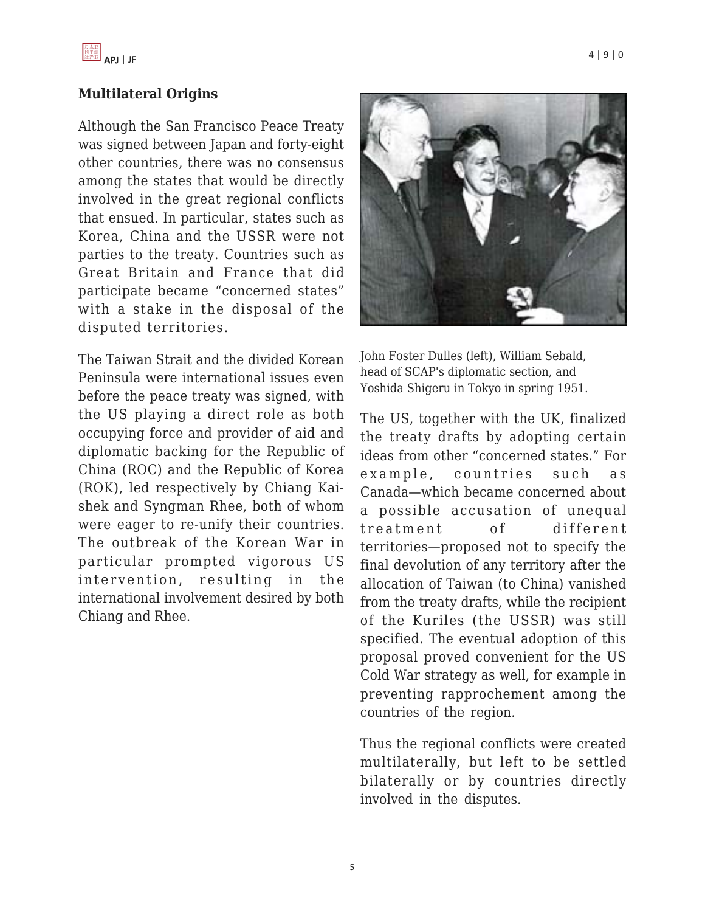## Multilateral Origins

Although the San Francisco Peace Treaty was signed between Japan and forty-eight other countries, there was no consensus among the states that would be directly involved in the great regional conflicts that ensued. In particular, states such as Korea, China and the USSR were not parties to the treaty. Countries such as Great Britain and France that did participate became "concerned states" with a stake in the disposal of the disputed territories.

The Taiwan Strait and the divided Korean Peninsula were international issues even before the peace treaty was signed, with the US playing a direct role as both occupying force and provider of aid and diplomatic backing for the Republic of China (ROC) and the Republic of Korea (ROK), led respectively by Chiang Kai-shek and Syngman Rhee, both of whom were eager to re-unify their countries. The outbreak of the Korean War in particular prompted vigorous US intervention, resulting in the international involvement desired by both Chiang and Rhee.

John Foster Dulles (left), William Sebald, head of SCAP's diplomatic section, and Yoshida Shigeru in Tokyo in spring 1951.

The US, together with the UK, finalized the treaty drafts by adopting certain ideas from other "concerned states." For example, countries such as Canada—which became concerned about a possible accusation of unequal treatment of different territories—proposed not to specify the final devolution of any territory after the allocation of Taiwan (to China) vanished from the treaty drafts, while the recipient of the Kuriles (the USSR) was still specified. The eventual adoption of this proposal proved convenient for the US Cold War strategy as well, for example in preventing rapprochement among the countries of the region.

Thus the regional conflicts were created multilaterally, but left to be settled bilaterally or by countries directly involved in the disputes.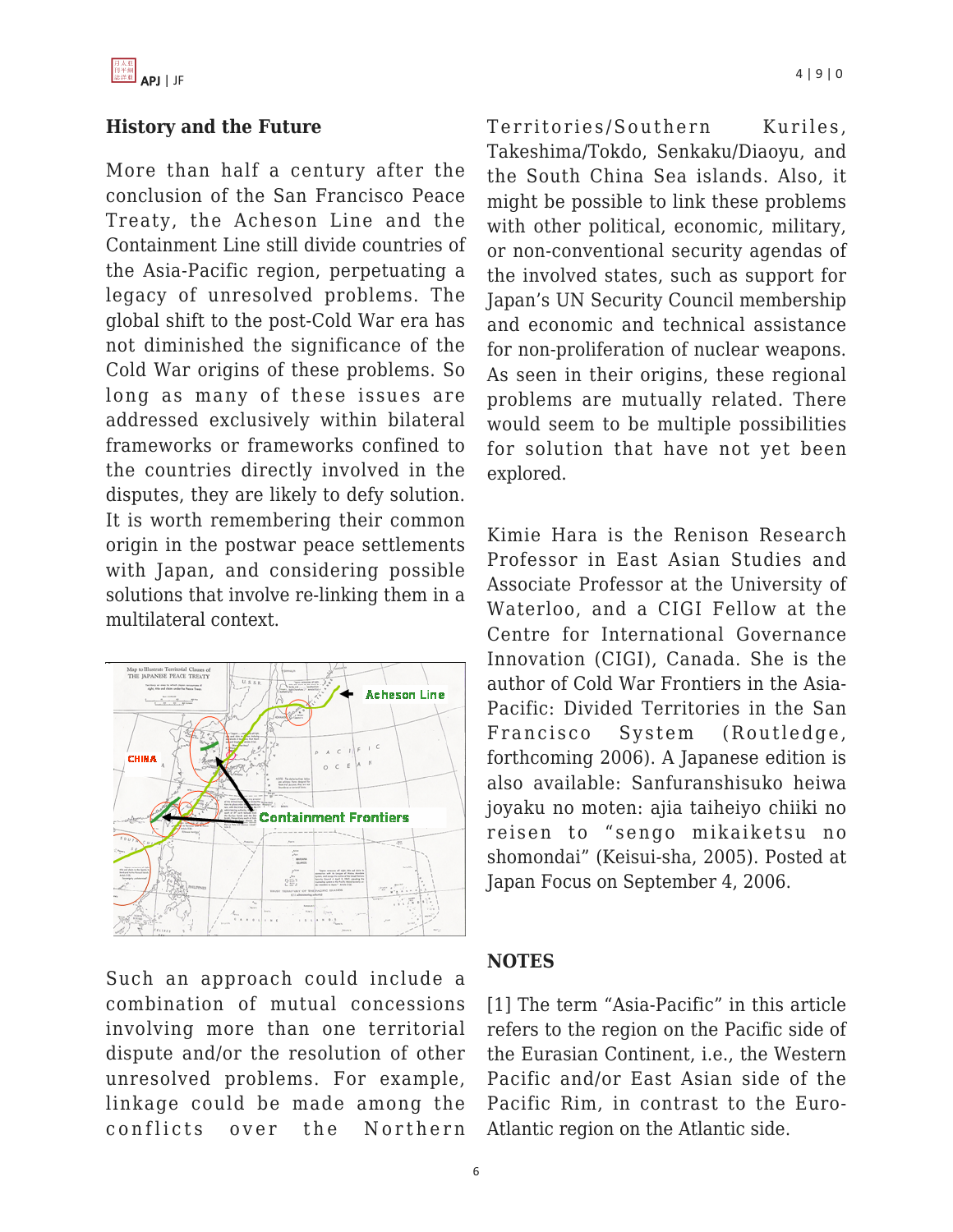### History and the Future

More than half a century after the conclusion of the San Francisco Peace Treaty, the Acheson Line and the Containment Line still divide countries of the Asia-Pacific region, perpetuating a legacy of unresolved problems. The global shift to the post-Cold War era has not diminished the significance of the Cold War origins of these problems. So long as many of these issues are addressed exclusively within bilateral frameworks or frameworks confined to the countries directly involved in the disputes, they are likely to defy solution. It is worth remembering their common origin in the postwar peace settlements with Japan, and considering possible solutions that involve re-linking them in a multilateral context.

Such an approach could include a combination of mutual concessions involving more than one territorial dispute and/or the resolution of other unresolved problems. For example, linkage could be made among the conflicts over the Northern Territories/Southern Kuriles, Takeshima/Tokdo, Senkaku/Diaoyu, and the South China Sea islands. Also, it might be possible to link these problems with other political, economic, military, or non-conventional security agendas of the involved states, such as support for Japan's UN Security Council membership and economic and technical assistance for non-proliferation of nuclear weapons. As seen in their origins, these regional problems are mutually related. There would seem to be multiple possibilities for solution that have not yet been explored.

Kimie Hara is the Renison Research Professor in East Asian Studies and Associate Professor at the University of Waterloo, and a CIGI Fellow at the Centre for International Governance Innovation (CIGI), Canada. She is the author of Cold War Frontiers in the Asia-Pacific: Divided Territories in the San Francisco System (Routledge, forthcoming 2006). A Japanese edition is also available: Sanfuranshisuko heiwa joyaku no moten: ajia taiheiyo chiiki no reisen to "sengo mikaiketsu no shomondai" (Keisui-sha, 2005). Posted at Japan Focus on September 4, 2006.

### NOTES

[1] The term "Asia-Pacific" in this article refers to the region on the Pacific side of the Eurasian Continent, i.e., the Western Pacific and/or East Asian side of the Pacific Rim, in contrast to the Euro-Atlantic region on the Atlantic side.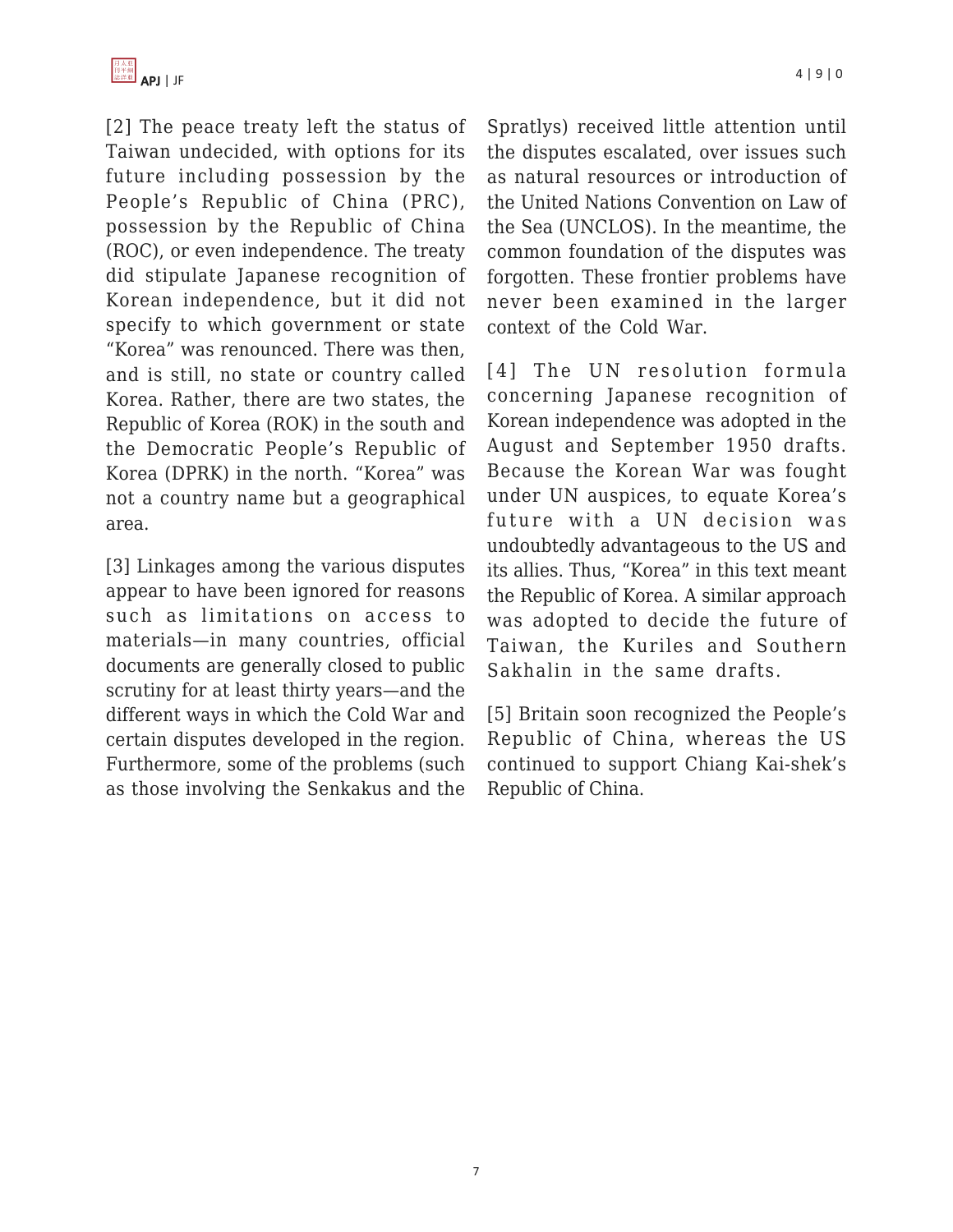[2] The peace treaty left the status of Taiwan undecided, with options for its future including possession by the People's Republic of China (PRC), possession by the Republic of China (ROC), or even independence. The treaty did stipulate Japanese recognition of Korean independence, but it did not specify to which government or state "Korea" was renounced. There was then, and is still, no state or country called Korea. Rather, there are two states, the Republic of Korea (ROK) in the south and the Democratic People's Republic of Korea (DPRK) in the north. "Korea" was not a country name but a geographical area.

[3] Linkages among the various disputes appear to have been ignored for reasons such as limitations on access to materials—in many countries, official documents are generally closed to public scrutiny for at least thirty years—and the different ways in which the Cold War and certain disputes developed in the region. Furthermore, some of the problems (such as those involving the Senkakus and the Spratlys) received little attention until the disputes escalated, over issues such as natural resources or introduction of the United Nations Convention on Law of the Sea (UNCLOS). In the meantime, the common foundation of the disputes was forgotten. These frontier problems have never been examined in the larger context of the Cold War.

[4] The UN resolution formula concerning Japanese recognition of Korean independence was adopted in the August and September 1950 drafts. Because the Korean War was fought under UN auspices, to equate Korea's future with a UN decision was undoubtedly advantageous to the US and its allies. Thus, "Korea" in this text meant the Republic of Korea. A similar approach was adopted to decide the future of Taiwan, the Kuriles and Southern Sakhalin in the same drafts.

[5] Britain soon recognized the People's Republic of China, whereas the US continued to support Chiang Kai-shek's Republic of China.